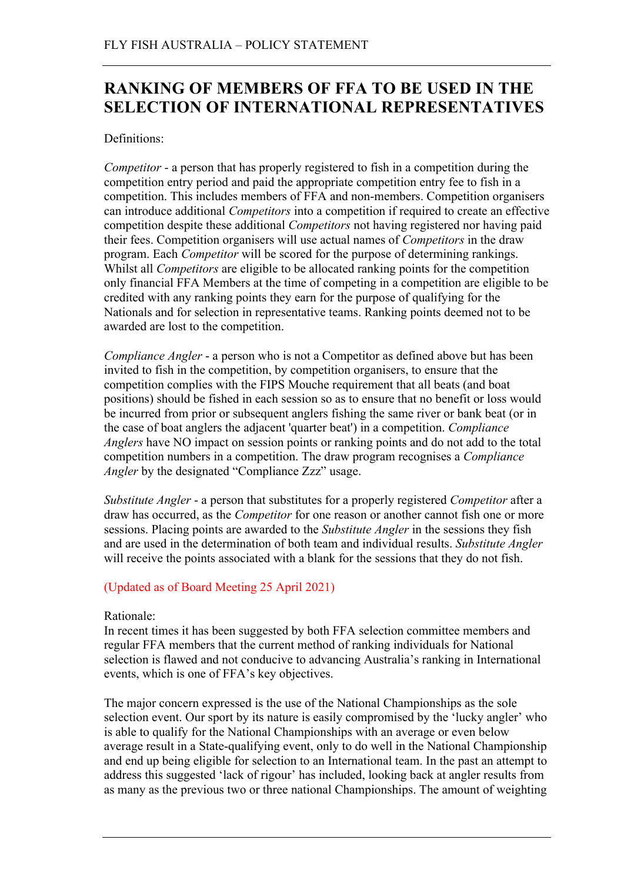# RANKING OF MEMBERS OF FFA TO BE USED IN THE SELECTION OF INTERNATIONAL REPRESENTATIVES

Definitions:

*Competitor* - a person that has properly registered to fish in a competition during the competition entry period and paid the appropriate competition entry fee to fish in a competition. This includes members of FFA and non-members. Competition organisers can introduce additional *Competitors* into a competition if required to create an effective competition despite these additional *Competitors* not having registered nor having paid their fees. Competition organisers will use actual names of *Competitors* in the draw program. Each *Competitor* will be scored for the purpose of determining rankings. Whilst all *Competitors* are eligible to be allocated ranking points for the competition only financial FFA Members at the time of competing in a competition are eligible to be credited with any ranking points they earn for the purpose of qualifying for the Nationals and for selection in representative teams. Ranking points deemed not to be awarded are lost to the competition.

*Compliance Angler* - a person who is not a Competitor as defined above but has been invited to fish in the competition, by competition organisers, to ensure that the competition complies with the FIPS Mouche requirement that all beats (and boat positions) should be fished in each session so as to ensure that no benefit or loss would be incurred from prior or subsequent anglers fishing the same river or bank beat (or in the case of boat anglers the adjacent 'quarter beat') in a competition. *Compliance Anglers* have NO impact on session points or ranking points and do not add to the total competition numbers in a competition. The draw program recognises a *Compliance Angler* by the designated "Compliance Zzz" usage.

*Substitute Angler* - a person that substitutes for a properly registered *Competitor* after a draw has occurred, as the *Competitor* for one reason or another cannot fish one or more sessions. Placing points are awarded to the *Substitute Angler* in the sessions they fish and are used in the determination of both team and individual results. *Substitute Angler* will receive the points associated with a blank for the sessions that they do not fish.

(Updated as of Board Meeting 25 April 2021)

Rationale:
In recent times it has been suggested by both FFA selection committee members and regular FFA members that the current method of ranking individuals for National selection is flawed and not conducive to advancing Australia's ranking in International events, which is one of FFA's key objectives.

The major concern expressed is the use of the National Championships as the sole selection event. Our sport by its nature is easily compromised by the 'lucky angler' who is able to qualify for the National Championships with an average or even below average result in a State-qualifying event, only to do well in the National Championship and end up being eligible for selection to an International team. In the past an attempt to address this suggested 'lack of rigour' has included, looking back at angler results from as many as the previous two or three national Championships. The amount of weighting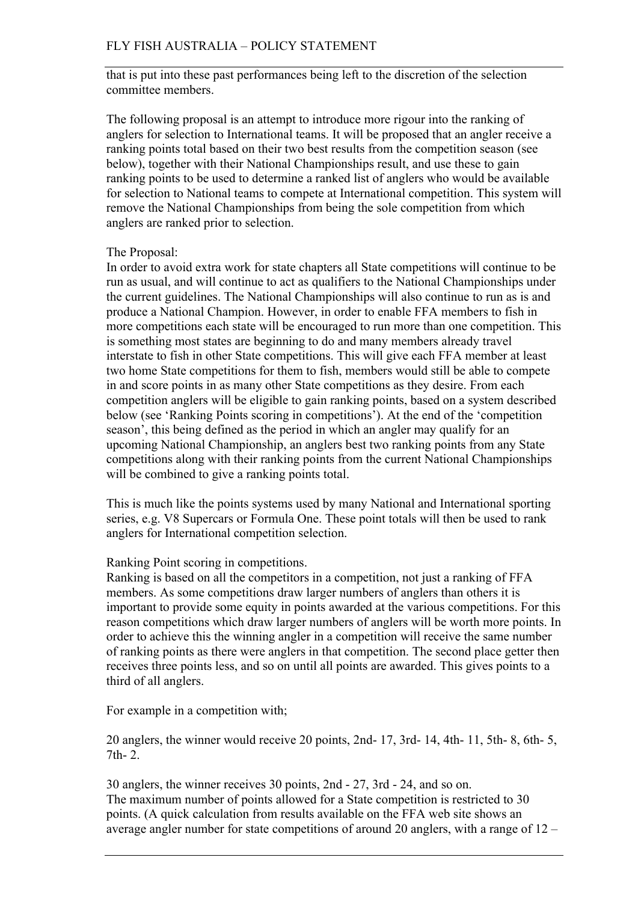that is put into these past performances being left to the discretion of the selection committee members.

The following proposal is an attempt to introduce more rigour into the ranking of anglers for selection to International teams. It will be proposed that an angler receive a ranking points total based on their two best results from the competition season (see below), together with their National Championships result, and use these to gain ranking points to be used to determine a ranked list of anglers who would be available for selection to National teams to compete at International competition. This system will remove the National Championships from being the sole competition from which anglers are ranked prior to selection.

The Proposal:
In order to avoid extra work for state chapters all State competitions will continue to be run as usual, and will continue to act as qualifiers to the National Championships under the current guidelines. The National Championships will also continue to run as is and produce a National Champion. However, in order to enable FFA members to fish in more competitions each state will be encouraged to run more than one competition. This is something most states are beginning to do and many members already travel interstate to fish in other State competitions. This will give each FFA member at least two home State competitions for them to fish, members would still be able to compete in and score points in as many other State competitions as they desire. From each competition anglers will be eligible to gain ranking points, based on a system described below (see 'Ranking Points scoring in competitions'). At the end of the 'competition season', this being defined as the period in which an angler may qualify for an upcoming National Championship, an anglers best two ranking points from any State competitions along with their ranking points from the current National Championships will be combined to give a ranking points total.

This is much like the points systems used by many National and International sporting series, e.g. V8 Supercars or Formula One. These point totals will then be used to rank anglers for International competition selection.

Ranking Point scoring in competitions.
Ranking is based on all the competitors in a competition, not just a ranking of FFA members. As some competitions draw larger numbers of anglers than others it is important to provide some equity in points awarded at the various competitions. For this reason competitions which draw larger numbers of anglers will be worth more points. In order to achieve this the winning angler in a competition will receive the same number of ranking points as there were anglers in that competition. The second place getter then receives three points less, and so on until all points are awarded. This gives points to a third of all anglers.

For example in a competition with;

20 anglers, the winner would receive 20 points, 2nd- 17, 3rd- 14, 4th- 11, 5th- 8, 6th- 5, 7th- 2.

30 anglers, the winner receives 30 points, 2nd - 27, 3rd - 24, and so on.
The maximum number of points allowed for a State competition is restricted to 30 points. (A quick calculation from results available on the FFA web site shows an average angler number for state competitions of around 20 anglers, with a range of 12 –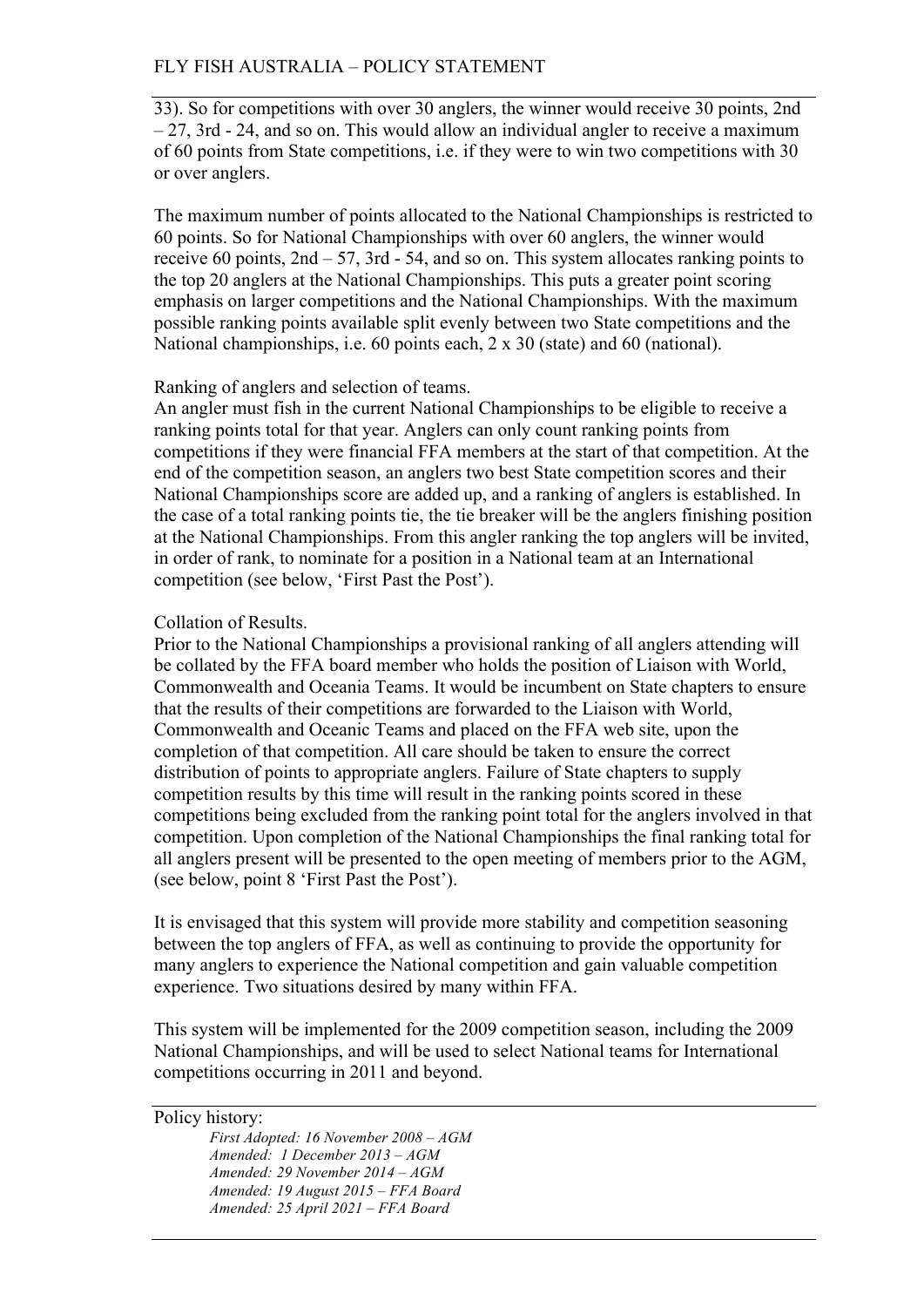33). So for competitions with over 30 anglers, the winner would receive 30 points, 2nd – 27, 3rd - 24, and so on. This would allow an individual angler to receive a maximum of 60 points from State competitions, i.e. if they were to win two competitions with 30 or over anglers.

The maximum number of points allocated to the National Championships is restricted to 60 points. So for National Championships with over 60 anglers, the winner would receive 60 points, 2nd – 57, 3rd - 54, and so on. This system allocates ranking points to the top 20 anglers at the National Championships. This puts a greater point scoring emphasis on larger competitions and the National Championships. With the maximum possible ranking points available split evenly between two State competitions and the National championships, i.e. 60 points each, 2 x 30 (state) and 60 (national).

Ranking of anglers and selection of teams.
An angler must fish in the current National Championships to be eligible to receive a ranking points total for that year. Anglers can only count ranking points from competitions if they were financial FFA members at the start of that competition. At the end of the competition season, an anglers two best State competition scores and their National Championships score are added up, and a ranking of anglers is established. In the case of a total ranking points tie, the tie breaker will be the anglers finishing position at the National Championships. From this angler ranking the top anglers will be invited, in order of rank, to nominate for a position in a National team at an International competition (see below, 'First Past the Post').

Collation of Results.
Prior to the National Championships a provisional ranking of all anglers attending will be collated by the FFA board member who holds the position of Liaison with World, Commonwealth and Oceania Teams. It would be incumbent on State chapters to ensure that the results of their competitions are forwarded to the Liaison with World, Commonwealth and Oceanic Teams and placed on the FFA web site, upon the completion of that competition. All care should be taken to ensure the correct distribution of points to appropriate anglers. Failure of State chapters to supply competition results by this time will result in the ranking points scored in these competitions being excluded from the ranking point total for the anglers involved in that competition. Upon completion of the National Championships the final ranking total for all anglers present will be presented to the open meeting of members prior to the AGM, (see below, point 8 'First Past the Post').

It is envisaged that this system will provide more stability and competition seasoning between the top anglers of FFA, as well as continuing to provide the opportunity for many anglers to experience the National competition and gain valuable competition experience. Two situations desired by many within FFA.

This system will be implemented for the 2009 competition season, including the 2009 National Championships, and will be used to select National teams for International competitions occurring in 2011 and beyond.

---

Policy history:

*First Adopted: 16 November 2008 – AGM*
*Amended: 1 December 2013 – AGM*
*Amended: 29 November 2014 – AGM*
*Amended: 19 August 2015 – FFA Board*
*Amended: 25 April 2021 – FFA Board*